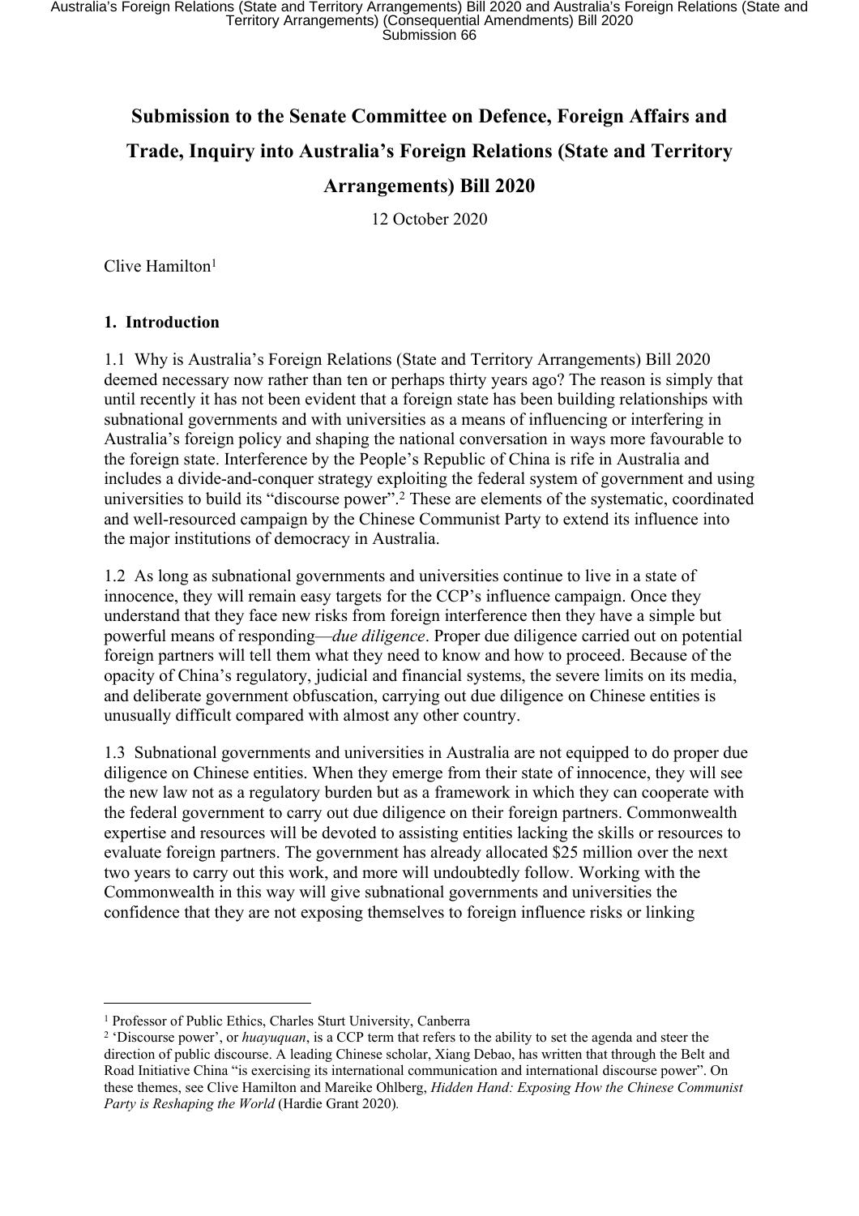# Submission to the Senate Committee on Defence, Foreign Affairs and Trade, Inquiry into Australia's Foreign Relations (State and Territory Arrangements) Bill 2020

12 October 2020

Clive Hamilton[1]

## 1. Introduction

1.1 Why is Australia's Foreign Relations (State and Territory Arrangements) Bill 2020 deemed necessary now rather than ten or perhaps thirty years ago? The reason is simply that until recently it has not been evident that a foreign state has been building relationships with subnational governments and with universities as a means of influencing or interfering in Australia's foreign policy and shaping the national conversation in ways more favourable to the foreign state. Interference by the People's Republic of China is rife in Australia and includes a divide-and-conquer strategy exploiting the federal system of government and using universities to build its "discourse power".[2] These are elements of the systematic, coordinated and well-resourced campaign by the Chinese Communist Party to extend its influence into the major institutions of democracy in Australia.

1.2 As long as subnational governments and universities continue to live in a state of innocence, they will remain easy targets for the CCP's influence campaign. Once they understand that they face new risks from foreign interference then they have a simple but powerful means of responding—*due diligence*. Proper due diligence carried out on potential foreign partners will tell them what they need to know and how to proceed. Because of the opacity of China's regulatory, judicial and financial systems, the severe limits on its media, and deliberate government obfuscation, carrying out due diligence on Chinese entities is unusually difficult compared with almost any other country.

1.3 Subnational governments and universities in Australia are not equipped to do proper due diligence on Chinese entities. When they emerge from their state of innocence, they will see the new law not as a regulatory burden but as a framework in which they can cooperate with the federal government to carry out due diligence on their foreign partners. Commonwealth expertise and resources will be devoted to assisting entities lacking the skills or resources to evaluate foreign partners. The government has already allocated $25 million over the next two years to carry out this work, and more will undoubtedly follow. Working with the Commonwealth in this way will give subnational governments and universities the confidence that they are not exposing themselves to foreign influence risks or linking

---

[1] Professor of Public Ethics, Charles Sturt University, Canberra

[2] 'Discourse power', or *huayuquan*, is a CCP term that refers to the ability to set the agenda and steer the direction of public discourse. A leading Chinese scholar, Xiang Debao, has written that through the Belt and Road Initiative China "is exercising its international communication and international discourse power". On these themes, see Clive Hamilton and Mareike Ohlberg, *Hidden Hand: Exposing How the Chinese Communist Party is Reshaping the World* (Hardie Grant 2020).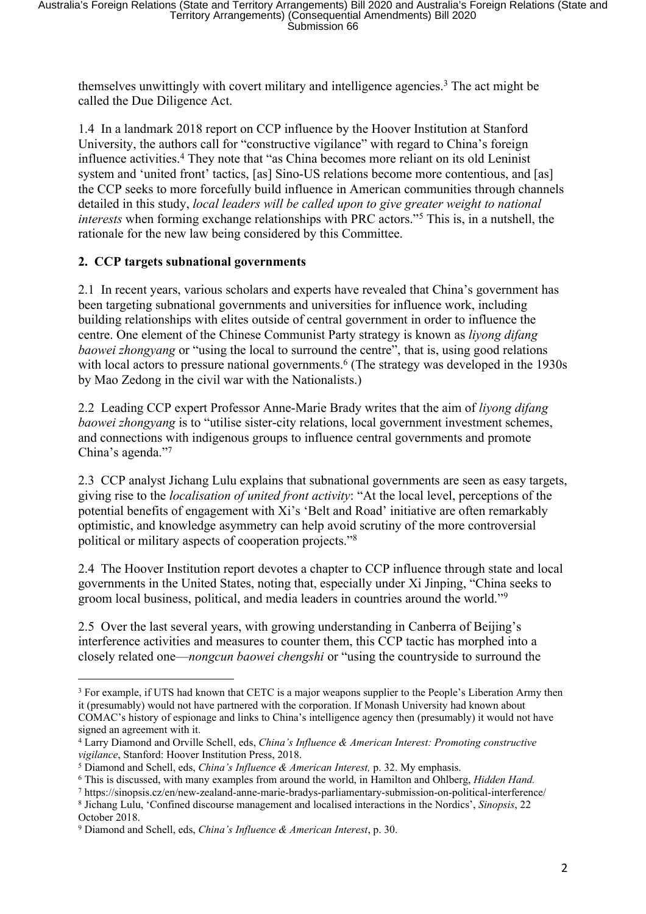themselves unwittingly with covert military and intelligence agencies.[3] The act might be called the Due Diligence Act.

1.4 In a landmark 2018 report on CCP influence by the Hoover Institution at Stanford University, the authors call for "constructive vigilance" with regard to China's foreign influence activities.[4] They note that "as China becomes more reliant on its old Leninist system and 'united front' tactics, [as] Sino-US relations become more contentious, and [as] the CCP seeks to more forcefully build influence in American communities through channels detailed in this study, *local leaders will be called upon to give greater weight to national interests* when forming exchange relationships with PRC actors."[5] This is, in a nutshell, the rationale for the new law being considered by this Committee.

## 2. CCP targets subnational governments

2.1 In recent years, various scholars and experts have revealed that China's government has been targeting subnational governments and universities for influence work, including building relationships with elites outside of central government in order to influence the centre. One element of the Chinese Communist Party strategy is known as *liyong difang baowei zhongyang* or "using the local to surround the centre", that is, using good relations with local actors to pressure national governments.[6] (The strategy was developed in the 1930s by Mao Zedong in the civil war with the Nationalists.)

2.2 Leading CCP expert Professor Anne-Marie Brady writes that the aim of *liyong difang baowei zhongyang* is to "utilise sister-city relations, local government investment schemes, and connections with indigenous groups to influence central governments and promote China's agenda."[7]

2.3 CCP analyst Jichang Lulu explains that subnational governments are seen as easy targets, giving rise to the *localisation of united front activity*: "At the local level, perceptions of the potential benefits of engagement with Xi's 'Belt and Road' initiative are often remarkably optimistic, and knowledge asymmetry can help avoid scrutiny of the more controversial political or military aspects of cooperation projects."[8]

2.4 The Hoover Institution report devotes a chapter to CCP influence through state and local governments in the United States, noting that, especially under Xi Jinping, "China seeks to groom local business, political, and media leaders in countries around the world."[9]

2.5 Over the last several years, with growing understanding in Canberra of Beijing's interference activities and measures to counter them, this CCP tactic has morphed into a closely related one—*nongcun baowei chengshi* or "using the countryside to surround the

---

[3] For example, if UTS had known that CETC is a major weapons supplier to the People's Liberation Army then it (presumably) would not have partnered with the corporation. If Monash University had known about COMAC's history of espionage and links to China's intelligence agency then (presumably) it would not have signed an agreement with it.

[4] Larry Diamond and Orville Schell, eds, *China's Influence & American Interest: Promoting constructive vigilance*, Stanford: Hoover Institution Press, 2018.

[5] Diamond and Schell, eds, *China's Influence & American Interest,* p. 32. My emphasis.

[6] This is discussed, with many examples from around the world, in Hamilton and Ohlberg, *Hidden Hand.*

[7] https://sinopsis.cz/en/new-zealand-anne-marie-bradys-parliamentary-submission-on-political-interference/

[8] Jichang Lulu, 'Confined discourse management and localised interactions in the Nordics', *Sinopsis*, 22 October 2018.

[9] Diamond and Schell, eds, *China's Influence & American Interest*, p. 30.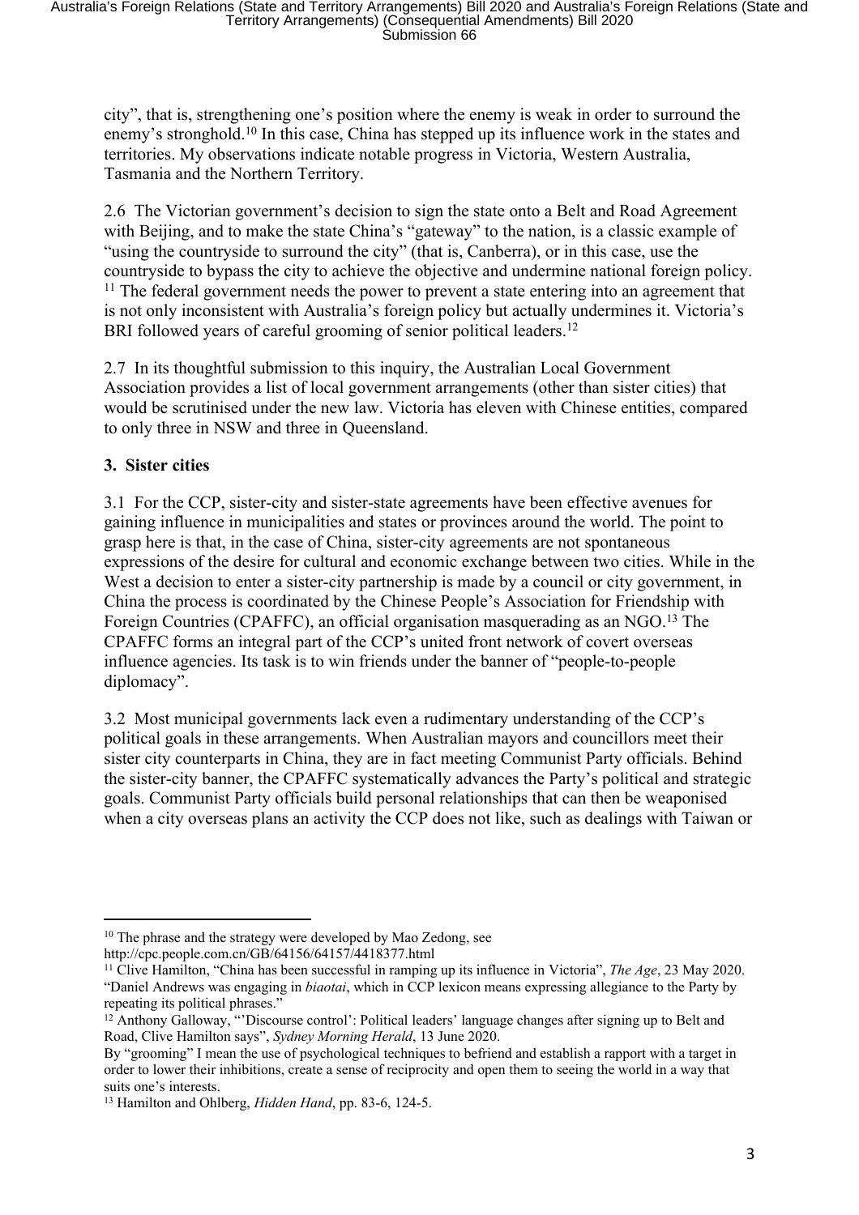city", that is, strengthening one's position where the enemy is weak in order to surround the enemy's stronghold.[10] In this case, China has stepped up its influence work in the states and territories. My observations indicate notable progress in Victoria, Western Australia, Tasmania and the Northern Territory.

2.6 The Victorian government's decision to sign the state onto a Belt and Road Agreement with Beijing, and to make the state China's "gateway" to the nation, is a classic example of "using the countryside to surround the city" (that is, Canberra), or in this case, use the countryside to bypass the city to achieve the objective and undermine national foreign policy.[11] The federal government needs the power to prevent a state entering into an agreement that is not only inconsistent with Australia's foreign policy but actually undermines it. Victoria's BRI followed years of careful grooming of senior political leaders.[12]

2.7 In its thoughtful submission to this inquiry, the Australian Local Government Association provides a list of local government arrangements (other than sister cities) that would be scrutinised under the new law. Victoria has eleven with Chinese entities, compared to only three in NSW and three in Queensland.

## 3. Sister cities

3.1 For the CCP, sister-city and sister-state agreements have been effective avenues for gaining influence in municipalities and states or provinces around the world. The point to grasp here is that, in the case of China, sister-city agreements are not spontaneous expressions of the desire for cultural and economic exchange between two cities. While in the West a decision to enter a sister-city partnership is made by a council or city government, in China the process is coordinated by the Chinese People's Association for Friendship with Foreign Countries (CPAFFC), an official organisation masquerading as an NGO.[13] The CPAFFC forms an integral part of the CCP's united front network of covert overseas influence agencies. Its task is to win friends under the banner of "people-to-people diplomacy".

3.2 Most municipal governments lack even a rudimentary understanding of the CCP's political goals in these arrangements. When Australian mayors and councillors meet their sister city counterparts in China, they are in fact meeting Communist Party officials. Behind the sister-city banner, the CPAFFC systematically advances the Party's political and strategic goals. Communist Party officials build personal relationships that can then be weaponised when a city overseas plans an activity the CCP does not like, such as dealings with Taiwan or

---

[10] The phrase and the strategy were developed by Mao Zedong, see http://cpc.people.com.cn/GB/64156/64157/4418377.html

[11] Clive Hamilton, "China has been successful in ramping up its influence in Victoria", *The Age*, 23 May 2020. "Daniel Andrews was engaging in *biaotai*, which in CCP lexicon means expressing allegiance to the Party by repeating its political phrases."

[12] Anthony Galloway, "'Discourse control': Political leaders' language changes after signing up to Belt and Road, Clive Hamilton says", *Sydney Morning Herald*, 13 June 2020.
By "grooming" I mean the use of psychological techniques to befriend and establish a rapport with a target in order to lower their inhibitions, create a sense of reciprocity and open them to seeing the world in a way that suits one's interests.

[13] Hamilton and Ohlberg, *Hidden Hand*, pp. 83-6, 124-5.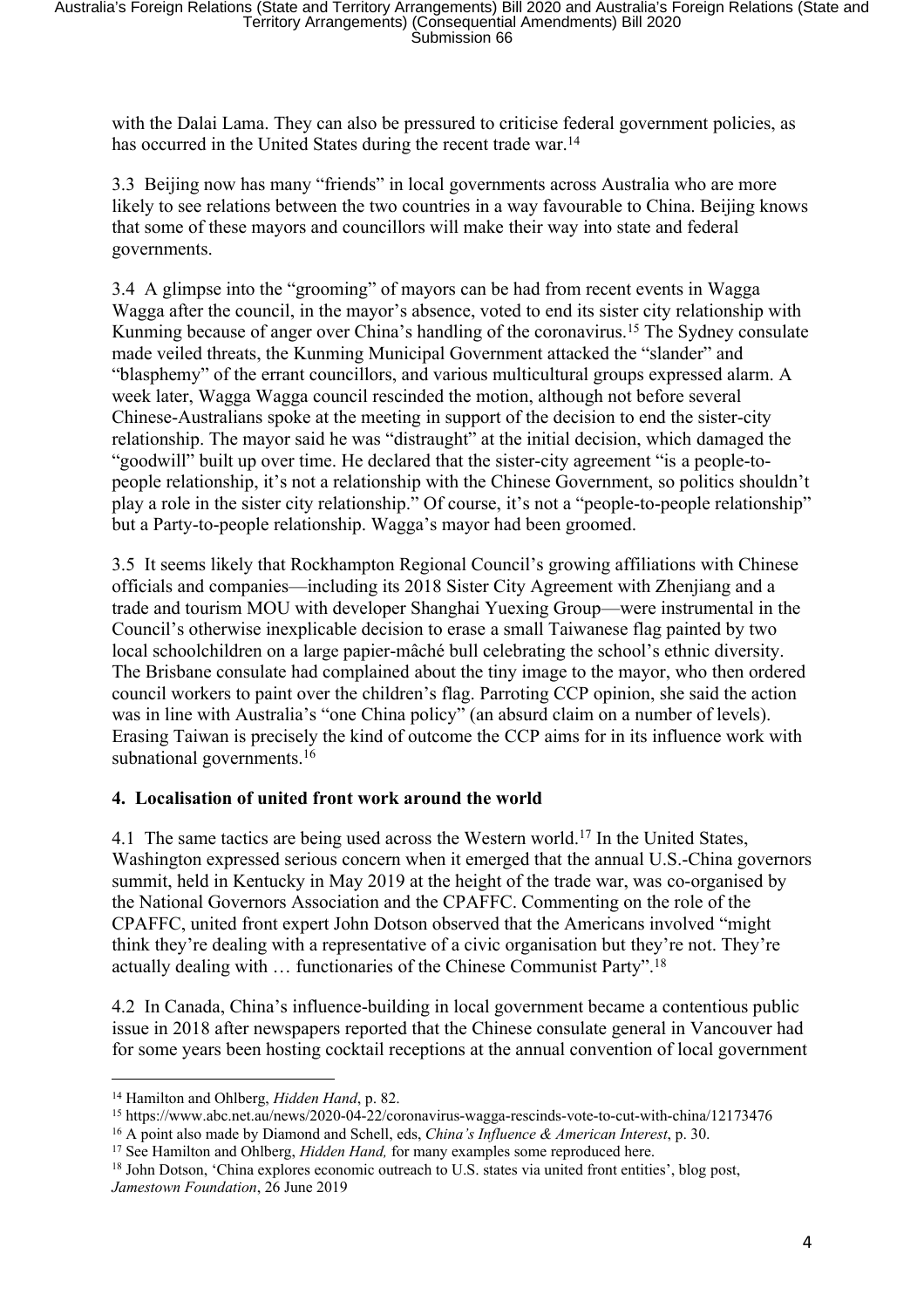with the Dalai Lama. They can also be pressured to criticise federal government policies, as has occurred in the United States during the recent trade war.[14]

3.3 Beijing now has many "friends" in local governments across Australia who are more likely to see relations between the two countries in a way favourable to China. Beijing knows that some of these mayors and councillors will make their way into state and federal governments.

3.4 A glimpse into the "grooming" of mayors can be had from recent events in Wagga Wagga after the council, in the mayor's absence, voted to end its sister city relationship with Kunming because of anger over China's handling of the coronavirus.[15] The Sydney consulate made veiled threats, the Kunming Municipal Government attacked the "slander" and "blasphemy" of the errant councillors, and various multicultural groups expressed alarm. A week later, Wagga Wagga council rescinded the motion, although not before several Chinese-Australians spoke at the meeting in support of the decision to end the sister-city relationship. The mayor said he was "distraught" at the initial decision, which damaged the "goodwill" built up over time. He declared that the sister-city agreement "is a people-to-people relationship, it's not a relationship with the Chinese Government, so politics shouldn't play a role in the sister city relationship." Of course, it's not a "people-to-people relationship" but a Party-to-people relationship. Wagga's mayor had been groomed.

3.5 It seems likely that Rockhampton Regional Council's growing affiliations with Chinese officials and companies—including its 2018 Sister City Agreement with Zhenjiang and a trade and tourism MOU with developer Shanghai Yuexing Group—were instrumental in the Council's otherwise inexplicable decision to erase a small Taiwanese flag painted by two local schoolchildren on a large papier-mâché bull celebrating the school's ethnic diversity. The Brisbane consulate had complained about the tiny image to the mayor, who then ordered council workers to paint over the children's flag. Parroting CCP opinion, she said the action was in line with Australia's "one China policy" (an absurd claim on a number of levels). Erasing Taiwan is precisely the kind of outcome the CCP aims for in its influence work with subnational governments.[16]

## 4. Localisation of united front work around the world

4.1 The same tactics are being used across the Western world.[17] In the United States, Washington expressed serious concern when it emerged that the annual U.S.-China governors summit, held in Kentucky in May 2019 at the height of the trade war, was co-organised by the National Governors Association and the CPAFFC. Commenting on the role of the CPAFFC, united front expert John Dotson observed that the Americans involved "might think they're dealing with a representative of a civic organisation but they're not. They're actually dealing with … functionaries of the Chinese Communist Party".[18]

4.2 In Canada, China's influence-building in local government became a contentious public issue in 2018 after newspapers reported that the Chinese consulate general in Vancouver had for some years been hosting cocktail receptions at the annual convention of local government

---

[14] Hamilton and Ohlberg, *Hidden Hand*, p. 82.

[15] https://www.abc.net.au/news/2020-04-22/coronavirus-wagga-rescinds-vote-to-cut-with-china/12173476

[16] A point also made by Diamond and Schell, eds, *China's Influence & American Interest*, p. 30.

[17] See Hamilton and Ohlberg, *Hidden Hand,* for many examples some reproduced here.

[18] John Dotson, 'China explores economic outreach to U.S. states via united front entities', blog post, *Jamestown Foundation*, 26 June 2019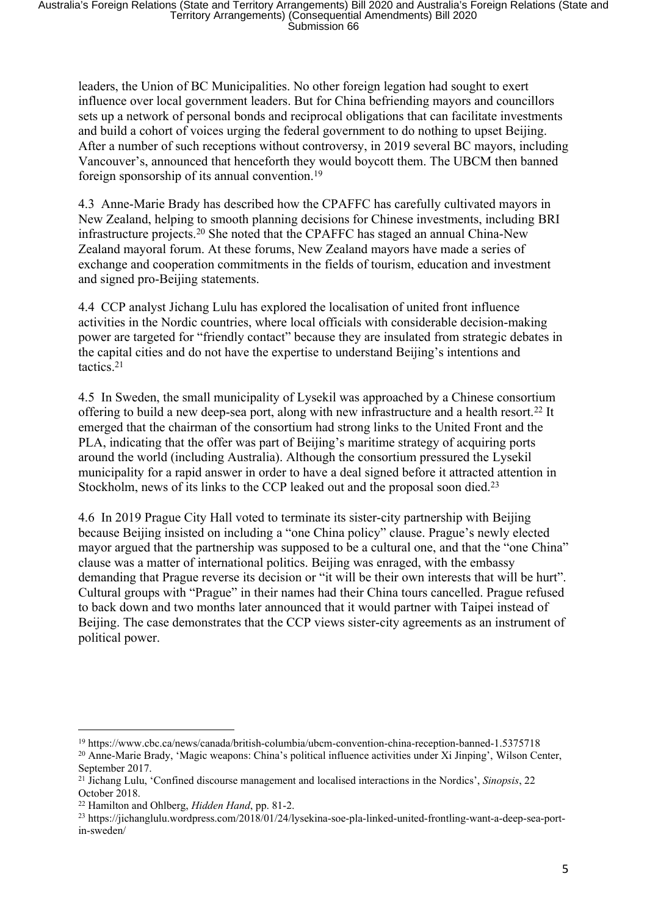leaders, the Union of BC Municipalities. No other foreign legation had sought to exert influence over local government leaders. But for China befriending mayors and councillors sets up a network of personal bonds and reciprocal obligations that can facilitate investments and build a cohort of voices urging the federal government to do nothing to upset Beijing. After a number of such receptions without controversy, in 2019 several BC mayors, including Vancouver's, announced that henceforth they would boycott them. The UBCM then banned foreign sponsorship of its annual convention.[19]

4.3 Anne-Marie Brady has described how the CPAFFC has carefully cultivated mayors in New Zealand, helping to smooth planning decisions for Chinese investments, including BRI infrastructure projects.[20] She noted that the CPAFFC has staged an annual China-New Zealand mayoral forum. At these forums, New Zealand mayors have made a series of exchange and cooperation commitments in the fields of tourism, education and investment and signed pro-Beijing statements.

4.4 CCP analyst Jichang Lulu has explored the localisation of united front influence activities in the Nordic countries, where local officials with considerable decision-making power are targeted for "friendly contact" because they are insulated from strategic debates in the capital cities and do not have the expertise to understand Beijing's intentions and tactics.[21]

4.5 In Sweden, the small municipality of Lysekil was approached by a Chinese consortium offering to build a new deep-sea port, along with new infrastructure and a health resort.[22] It emerged that the chairman of the consortium had strong links to the United Front and the PLA, indicating that the offer was part of Beijing's maritime strategy of acquiring ports around the world (including Australia). Although the consortium pressured the Lysekil municipality for a rapid answer in order to have a deal signed before it attracted attention in Stockholm, news of its links to the CCP leaked out and the proposal soon died.[23]

4.6 In 2019 Prague City Hall voted to terminate its sister-city partnership with Beijing because Beijing insisted on including a "one China policy" clause. Prague's newly elected mayor argued that the partnership was supposed to be a cultural one, and that the "one China" clause was a matter of international politics. Beijing was enraged, with the embassy demanding that Prague reverse its decision or "it will be their own interests that will be hurt". Cultural groups with "Prague" in their names had their China tours cancelled. Prague refused to back down and two months later announced that it would partner with Taipei instead of Beijing. The case demonstrates that the CCP views sister-city agreements as an instrument of political power.

---

[19] https://www.cbc.ca/news/canada/british-columbia/ubcm-convention-china-reception-banned-1.5375718

[20] Anne-Marie Brady, 'Magic weapons: China's political influence activities under Xi Jinping', Wilson Center, September 2017.

[21] Jichang Lulu, 'Confined discourse management and localised interactions in the Nordics', *Sinopsis*, 22 October 2018.

[22] Hamilton and Ohlberg, *Hidden Hand*, pp. 81-2.

[23] https://jichanglulu.wordpress.com/2018/01/24/lysekina-soe-pla-linked-united-frontling-want-a-deep-sea-port-in-sweden/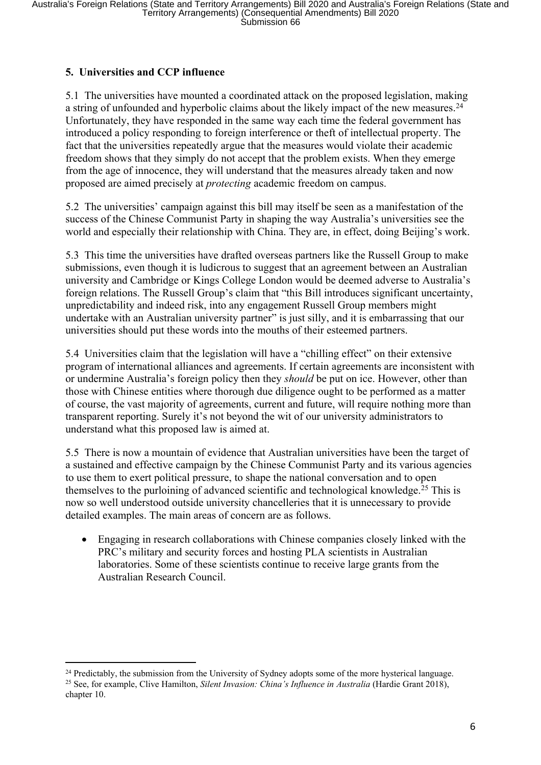### 5. Universities and CCP influence

5.1 The universities have mounted a coordinated attack on the proposed legislation, making a string of unfounded and hyperbolic claims about the likely impact of the new measures.[24] Unfortunately, they have responded in the same way each time the federal government has introduced a policy responding to foreign interference or theft of intellectual property. The fact that the universities repeatedly argue that the measures would violate their academic freedom shows that they simply do not accept that the problem exists. When they emerge from the age of innocence, they will understand that the measures already taken and now proposed are aimed precisely at *protecting* academic freedom on campus.

5.2 The universities' campaign against this bill may itself be seen as a manifestation of the success of the Chinese Communist Party in shaping the way Australia's universities see the world and especially their relationship with China. They are, in effect, doing Beijing's work.

5.3 This time the universities have drafted overseas partners like the Russell Group to make submissions, even though it is ludicrous to suggest that an agreement between an Australian university and Cambridge or Kings College London would be deemed adverse to Australia's foreign relations. The Russell Group's claim that "this Bill introduces significant uncertainty, unpredictability and indeed risk, into any engagement Russell Group members might undertake with an Australian university partner" is just silly, and it is embarrassing that our universities should put these words into the mouths of their esteemed partners.

5.4 Universities claim that the legislation will have a "chilling effect" on their extensive program of international alliances and agreements. If certain agreements are inconsistent with or undermine Australia's foreign policy then they *should* be put on ice. However, other than those with Chinese entities where thorough due diligence ought to be performed as a matter of course, the vast majority of agreements, current and future, will require nothing more than transparent reporting. Surely it's not beyond the wit of our university administrators to understand what this proposed law is aimed at.

5.5 There is now a mountain of evidence that Australian universities have been the target of a sustained and effective campaign by the Chinese Communist Party and its various agencies to use them to exert political pressure, to shape the national conversation and to open themselves to the purloining of advanced scientific and technological knowledge.[25] This is now so well understood outside university chancelleries that it is unnecessary to provide detailed examples. The main areas of concern are as follows.

- Engaging in research collaborations with Chinese companies closely linked with the PRC's military and security forces and hosting PLA scientists in Australian laboratories. Some of these scientists continue to receive large grants from the Australian Research Council.

---

[24] Predictably, the submission from the University of Sydney adopts some of the more hysterical language.

[25] See, for example, Clive Hamilton, *Silent Invasion: China's Influence in Australia* (Hardie Grant 2018), chapter 10.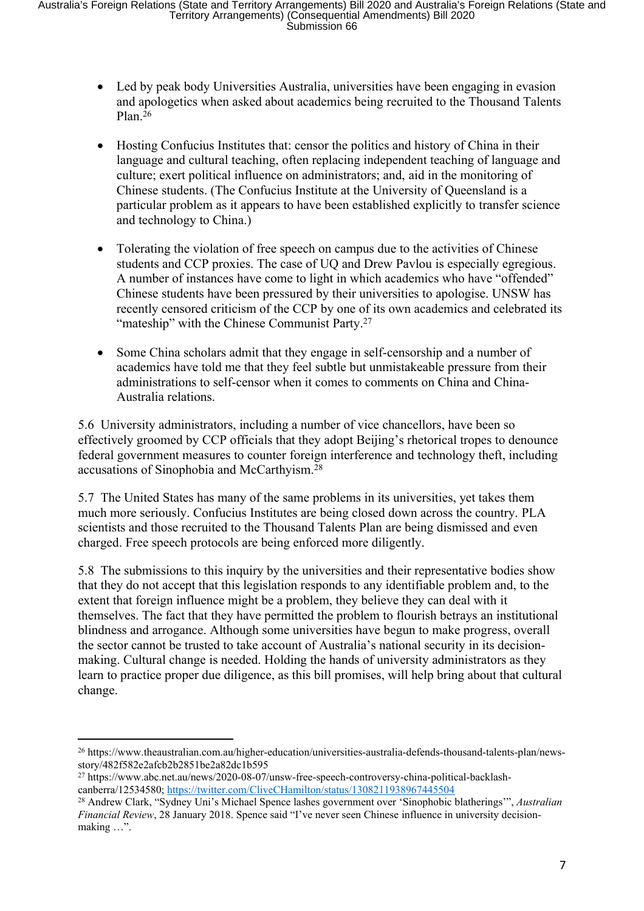- Led by peak body Universities Australia, universities have been engaging in evasion and apologetics when asked about academics being recruited to the Thousand Talents Plan.[26]

- Hosting Confucius Institutes that: censor the politics and history of China in their language and cultural teaching, often replacing independent teaching of language and culture; exert political influence on administrators; and, aid in the monitoring of Chinese students. (The Confucius Institute at the University of Queensland is a particular problem as it appears to have been established explicitly to transfer science and technology to China.)

- Tolerating the violation of free speech on campus due to the activities of Chinese students and CCP proxies. The case of UQ and Drew Pavlou is especially egregious. A number of instances have come to light in which academics who have "offended" Chinese students have been pressured by their universities to apologise. UNSW has recently censored criticism of the CCP by one of its own academics and celebrated its "mateship" with the Chinese Communist Party.[27]

- Some China scholars admit that they engage in self-censorship and a number of academics have told me that they feel subtle but unmistakeable pressure from their administrations to self-censor when it comes to comments on China and China-Australia relations.

5.6 University administrators, including a number of vice chancellors, have been so effectively groomed by CCP officials that they adopt Beijing's rhetorical tropes to denounce federal government measures to counter foreign interference and technology theft, including accusations of Sinophobia and McCarthyism.[28]

5.7 The United States has many of the same problems in its universities, yet takes them much more seriously. Confucius Institutes are being closed down across the country. PLA scientists and those recruited to the Thousand Talents Plan are being dismissed and even charged. Free speech protocols are being enforced more diligently.

5.8 The submissions to this inquiry by the universities and their representative bodies show that they do not accept that this legislation responds to any identifiable problem and, to the extent that foreign influence might be a problem, they believe they can deal with it themselves. The fact that they have permitted the problem to flourish betrays an institutional blindness and arrogance. Although some universities have begun to make progress, overall the sector cannot be trusted to take account of Australia's national security in its decision-making. Cultural change is needed. Holding the hands of university administrators as they learn to practice proper due diligence, as this bill promises, will help bring about that cultural change.

---

[26] https://www.theaustralian.com.au/higher-education/universities-australia-defends-thousand-talents-plan/news-story/482f582e2afcb2b2851be2a82dc1b595

[27] https://www.abc.net.au/news/2020-08-07/unsw-free-speech-controversy-china-political-backlash-canberra/12534580; https://twitter.com/CliveCHamilton/status/1308211938967445504

[28] Andrew Clark, "Sydney Uni's Michael Spence lashes government over 'Sinophobic blatherings'", *Australian Financial Review*, 28 January 2018. Spence said "I've never seen Chinese influence in university decision-making …".